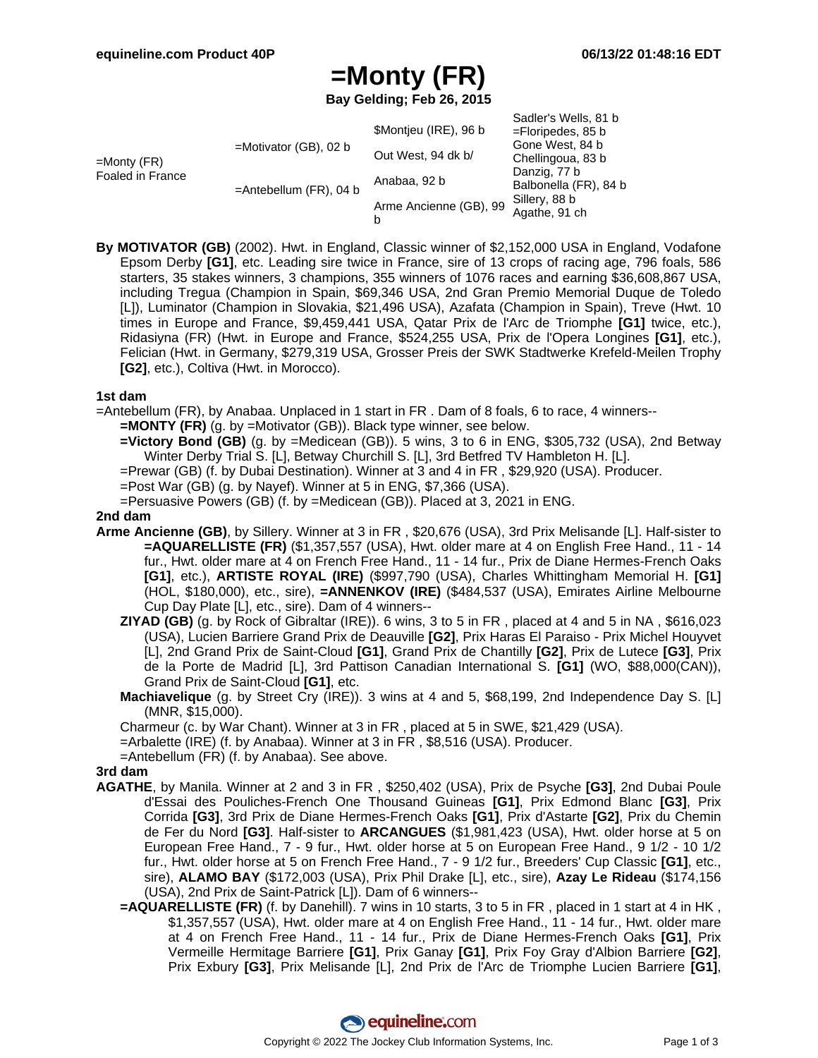# =Monty (FR)

**Bay Gelding; Feb 26, 2015**

| | | | |
|---|---|---|---|
| =Monty (FR) Foaled in France | =Motivator (GB), 02 b | $Montjeu (IRE), 96 b | Sadler's Wells, 81 b |
| | | | =Floripedes, 85 b |
| | | Out West, 94 dk b/ | Gone West, 84 b |
| | | | Chellingoua, 83 b |
| | =Antebellum (FR), 04 b | Anabaa, 92 b | Danzig, 77 b |
| | | | Balbonella (FR), 84 b |
| | | Arme Ancienne (GB), 99 b | Sillery, 88 b |
| | | | Agathe, 91 ch |

**By MOTIVATOR (GB)** (2002). Hwt. in England, Classic winner of $2,152,000 USA in England, Vodafone Epsom Derby **[G1]**, etc. Leading sire twice in France, sire of 13 crops of racing age, 796 foals, 586 starters, 35 stakes winners, 3 champions, 355 winners of 1076 races and earning $36,608,867 USA, including Tregua (Champion in Spain, $69,346 USA, 2nd Gran Premio Memorial Duque de Toledo [L]), Luminator (Champion in Slovakia, $21,496 USA), Azafata (Champion in Spain), Treve (Hwt. 10 times in Europe and France, $9,459,441 USA, Qatar Prix de l'Arc de Triomphe **[G1]** twice, etc.), Ridasiyna (FR) (Hwt. in Europe and France, $524,255 USA, Prix de l'Opera Longines **[G1]**, etc.), Felician (Hwt. in Germany, $279,319 USA, Grosser Preis der SWK Stadtwerke Krefeld-Meilen Trophy **[G2]**, etc.), Coltiva (Hwt. in Morocco).

### 1st dam

=Antebellum (FR), by Anabaa. Unplaced in 1 start in FR . Dam of 8 foals, 6 to race, 4 winners--

- **=MONTY (FR)** (g. by =Motivator (GB)). Black type winner, see below.
- **=Victory Bond (GB)** (g. by =Medicean (GB)). 5 wins, 3 to 6 in ENG, $305,732 (USA), 2nd Betway Winter Derby Trial S. [L], Betway Churchill S. [L], 3rd Betfred TV Hambleton H. [L].
- =Prewar (GB) (f. by Dubai Destination). Winner at 3 and 4 in FR , $29,920 (USA). Producer.
- =Post War (GB) (g. by Nayef). Winner at 5 in ENG, $7,366 (USA).
- =Persuasive Powers (GB) (f. by =Medicean (GB)). Placed at 3, 2021 in ENG.

### 2nd dam

**Arme Ancienne (GB)**, by Sillery. Winner at 3 in FR , $20,676 (USA), 3rd Prix Melisande [L]. Half-sister to **=AQUARELLISTE (FR)** ($1,357,557 (USA), Hwt. older mare at 4 on English Free Hand., 11 - 14 fur., Hwt. older mare at 4 on French Free Hand., 11 - 14 fur., Prix de Diane Hermes-French Oaks **[G1]**, etc.), **ARTISTE ROYAL (IRE)** ($997,790 (USA), Charles Whittingham Memorial H. **[G1]** (HOL, $180,000), etc., sire), **=ANNENKOV (IRE)** ($484,537 (USA), Emirates Airline Melbourne Cup Day Plate [L], etc., sire). Dam of 4 winners--

- **ZIYAD (GB)** (g. by Rock of Gibraltar (IRE)). 6 wins, 3 to 5 in FR , placed at 4 and 5 in NA , $616,023 (USA), Lucien Barriere Grand Prix de Deauville **[G2]**, Prix Haras El Paraiso - Prix Michel Houyvet [L], 2nd Grand Prix de Saint-Cloud **[G1]**, Grand Prix de Chantilly **[G2]**, Prix de Lutece **[G3]**, Prix de la Porte de Madrid [L], 3rd Pattison Canadian International S. **[G1]** (WO, $88,000(CAN)), Grand Prix de Saint-Cloud **[G1]**, etc.
- **Machiavelique** (g. by Street Cry (IRE)). 3 wins at 4 and 5, $68,199, 2nd Independence Day S. [L] (MNR, $15,000).
- Charmeur (c. by War Chant). Winner at 3 in FR , placed at 5 in SWE, $21,429 (USA).
- =Arbalette (IRE) (f. by Anabaa). Winner at 3 in FR , $8,516 (USA). Producer.
- =Antebellum (FR) (f. by Anabaa). See above.

### 3rd dam

**AGATHE**, by Manila. Winner at 2 and 3 in FR , $250,402 (USA), Prix de Psyche **[G3]**, 2nd Dubai Poule d'Essai des Pouliches-French One Thousand Guineas **[G1]**, Prix Edmond Blanc **[G3]**, Prix Corrida **[G3]**, 3rd Prix de Diane Hermes-French Oaks **[G1]**, Prix d'Astarte **[G2]**, Prix du Chemin de Fer du Nord **[G3]**. Half-sister to **ARCANGUES** ($1,981,423 (USA), Hwt. older horse at 5 on European Free Hand., 7 - 9 fur., Hwt. older horse at 5 on European Free Hand., 9 1/2 - 10 1/2 fur., Hwt. older horse at 5 on French Free Hand., 7 - 9 1/2 fur., Breeders' Cup Classic **[G1]**, etc., sire), **ALAMO BAY** ($172,003 (USA), Prix Phil Drake [L], etc., sire), **Azay Le Rideau** ($174,156 (USA), 2nd Prix de Saint-Patrick [L]). Dam of 6 winners--

- **=AQUARELLISTE (FR)** (f. by Danehill). 7 wins in 10 starts, 3 to 5 in FR , placed in 1 start at 4 in HK , $1,357,557 (USA), Hwt. older mare at 4 on English Free Hand., 11 - 14 fur., Hwt. older mare at 4 on French Free Hand., 11 - 14 fur., Prix de Diane Hermes-French Oaks **[G1]**, Prix Vermeille Hermitage Barriere **[G1]**, Prix Ganay **[G1]**, Prix Foy Gray d'Albion Barriere **[G2]**, Prix Exbury **[G3]**, Prix Melisande [L], 2nd Prix de l'Arc de Triomphe Lucien Barriere **[G1]**,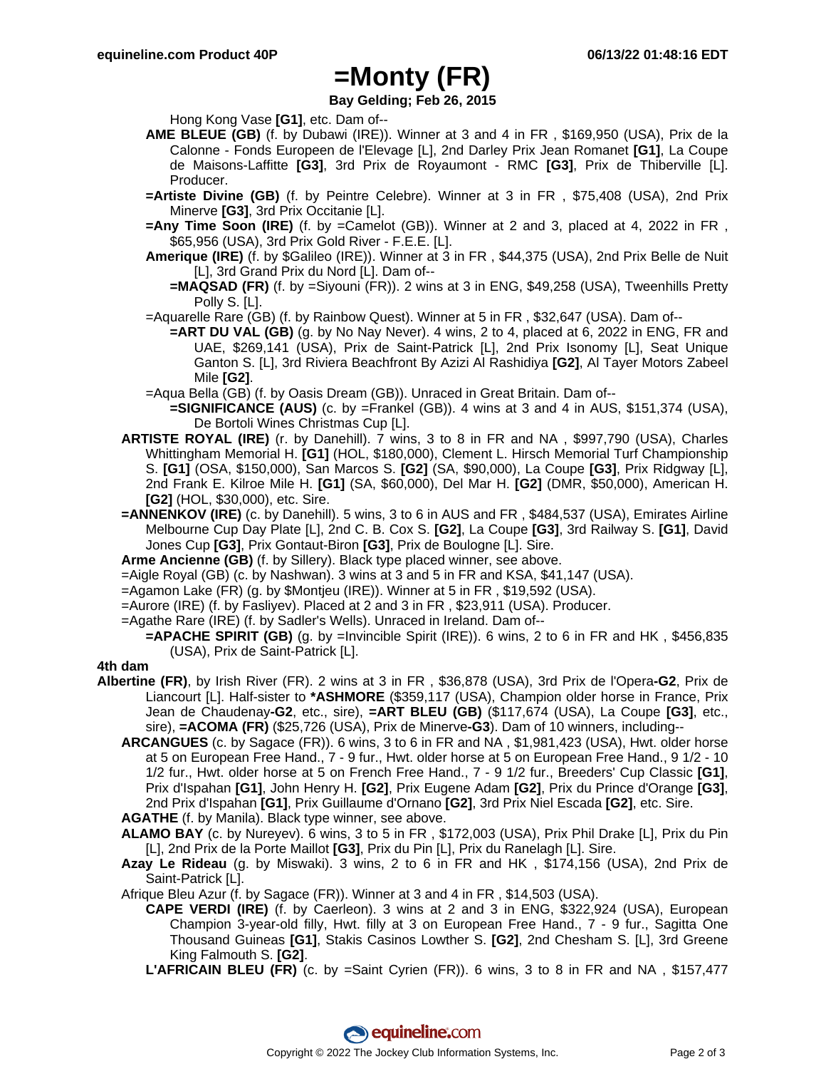# =Monty (FR)

**Bay Gelding; Feb 26, 2015**

Hong Kong Vase **[G1]**, etc. Dam of--

**AME BLEUE (GB)** (f. by Dubawi (IRE)). Winner at 3 and 4 in FR , $169,950 (USA), Prix de la Calonne - Fonds Europeen de l'Elevage [L], 2nd Darley Prix Jean Romanet **[G1]**, La Coupe de Maisons-Laffitte **[G3]**, 3rd Prix de Royaumont - RMC **[G3]**, Prix de Thiberville [L]. Producer.

**=Artiste Divine (GB)** (f. by Peintre Celebre). Winner at 3 in FR , $75,408 (USA), 2nd Prix Minerve **[G3]**, 3rd Prix Occitanie [L].

**=Any Time Soon (IRE)** (f. by =Camelot (GB)). Winner at 2 and 3, placed at 4, 2022 in FR , $65,956 (USA), 3rd Prix Gold River - F.E.E. [L].

**Amerique (IRE)** (f. by $Galileo (IRE)). Winner at 3 in FR , $44,375 (USA), 2nd Prix Belle de Nuit [L], 3rd Grand Prix du Nord [L]. Dam of--

**=MAQSAD (FR)** (f. by =Siyouni (FR)). 2 wins at 3 in ENG, $49,258 (USA), Tweenhills Pretty Polly S. [L].

=Aquarelle Rare (GB) (f. by Rainbow Quest). Winner at 5 in FR , $32,647 (USA). Dam of--

**=ART DU VAL (GB)** (g. by No Nay Never). 4 wins, 2 to 4, placed at 6, 2022 in ENG, FR and UAE, $269,141 (USA), Prix de Saint-Patrick [L], 2nd Prix Isonomy [L], Seat Unique Ganton S. [L], 3rd Riviera Beachfront By Azizi Al Rashidiya **[G2]**, Al Tayer Motors Zabeel Mile **[G2]**.

=Aqua Bella (GB) (f. by Oasis Dream (GB)). Unraced in Great Britain. Dam of--

**=SIGNIFICANCE (AUS)** (c. by =Frankel (GB)). 4 wins at 3 and 4 in AUS, $151,374 (USA), De Bortoli Wines Christmas Cup [L].

**ARTISTE ROYAL (IRE)** (r. by Danehill). 7 wins, 3 to 8 in FR and NA , $997,790 (USA), Charles Whittingham Memorial H. **[G1]** (HOL, $180,000), Clement L. Hirsch Memorial Turf Championship S. **[G1]** (OSA, $150,000), San Marcos S. **[G2]** (SA, $90,000), La Coupe **[G3]**, Prix Ridgway [L], 2nd Frank E. Kilroe Mile H. **[G1]** (SA, $60,000), Del Mar H. **[G2]** (DMR, $50,000), American H. **[G2]** (HOL, $30,000), etc. Sire.

**=ANNENKOV (IRE)** (c. by Danehill). 5 wins, 3 to 6 in AUS and FR , $484,537 (USA), Emirates Airline Melbourne Cup Day Plate [L], 2nd C. B. Cox S. **[G2]**, La Coupe **[G3]**, 3rd Railway S. **[G1]**, David Jones Cup **[G3]**, Prix Gontaut-Biron **[G3]**, Prix de Boulogne [L]. Sire.

**Arme Ancienne (GB)** (f. by Sillery). Black type placed winner, see above.

=Aigle Royal (GB) (c. by Nashwan). 3 wins at 3 and 5 in FR and KSA, $41,147 (USA).

=Agamon Lake (FR) (g. by $Montjeu (IRE)). Winner at 5 in FR , $19,592 (USA).

=Aurore (IRE) (f. by Fasliyev). Placed at 2 and 3 in FR , $23,911 (USA). Producer.

=Agathe Rare (IRE) (f. by Sadler's Wells). Unraced in Ireland. Dam of--

**=APACHE SPIRIT (GB)** (g. by =Invincible Spirit (IRE)). 6 wins, 2 to 6 in FR and HK , $456,835 (USA), Prix de Saint-Patrick [L].

**4th dam**

**Albertine (FR)**, by Irish River (FR). 2 wins at 3 in FR , $36,878 (USA), 3rd Prix de l'Opera**-G2**, Prix de Liancourt [L]. Half-sister to ***ASHMORE** ($359,117 (USA), Champion older horse in France, Prix Jean de Chaudenay**-G2**, etc., sire), **=ART BLEU (GB)** ($117,674 (USA), La Coupe **[G3]**, etc., sire), **=ACOMA (FR)** ($25,726 (USA), Prix de Minerve**-G3**). Dam of 10 winners, including--

**ARCANGUES** (c. by Sagace (FR)). 6 wins, 3 to 6 in FR and NA , $1,981,423 (USA), Hwt. older horse at 5 on European Free Hand., 7 - 9 fur., Hwt. older horse at 5 on European Free Hand., 9 1/2 - 10 1/2 fur., Hwt. older horse at 5 on French Free Hand., 7 - 9 1/2 fur., Breeders' Cup Classic **[G1]**, Prix d'Ispahan **[G1]**, John Henry H. **[G2]**, Prix Eugene Adam **[G2]**, Prix du Prince d'Orange **[G3]**, 2nd Prix d'Ispahan **[G1]**, Prix Guillaume d'Ornano **[G2]**, 3rd Prix Niel Escada **[G2]**, etc. Sire.

**AGATHE** (f. by Manila). Black type winner, see above.

**ALAMO BAY** (c. by Nureyev). 6 wins, 3 to 5 in FR , $172,003 (USA), Prix Phil Drake [L], Prix du Pin [L], 2nd Prix de la Porte Maillot **[G3]**, Prix du Pin [L], Prix du Ranelagh [L]. Sire.

**Azay Le Rideau** (g. by Miswaki). 3 wins, 2 to 6 in FR and HK , $174,156 (USA), 2nd Prix de Saint-Patrick [L].

Afrique Bleu Azur (f. by Sagace (FR)). Winner at 3 and 4 in FR , $14,503 (USA).

**CAPE VERDI (IRE)** (f. by Caerleon). 3 wins at 2 and 3 in ENG, $322,924 (USA), European Champion 3-year-old filly, Hwt. filly at 3 on European Free Hand., 7 - 9 fur., Sagitta One Thousand Guineas **[G1]**, Stakis Casinos Lowther S. **[G2]**, 2nd Chesham S. [L], 3rd Greene King Falmouth S. **[G2]**.

**L'AFRICAIN BLEU (FR)** (c. by =Saint Cyrien (FR)). 6 wins, 3 to 8 in FR and NA , $157,477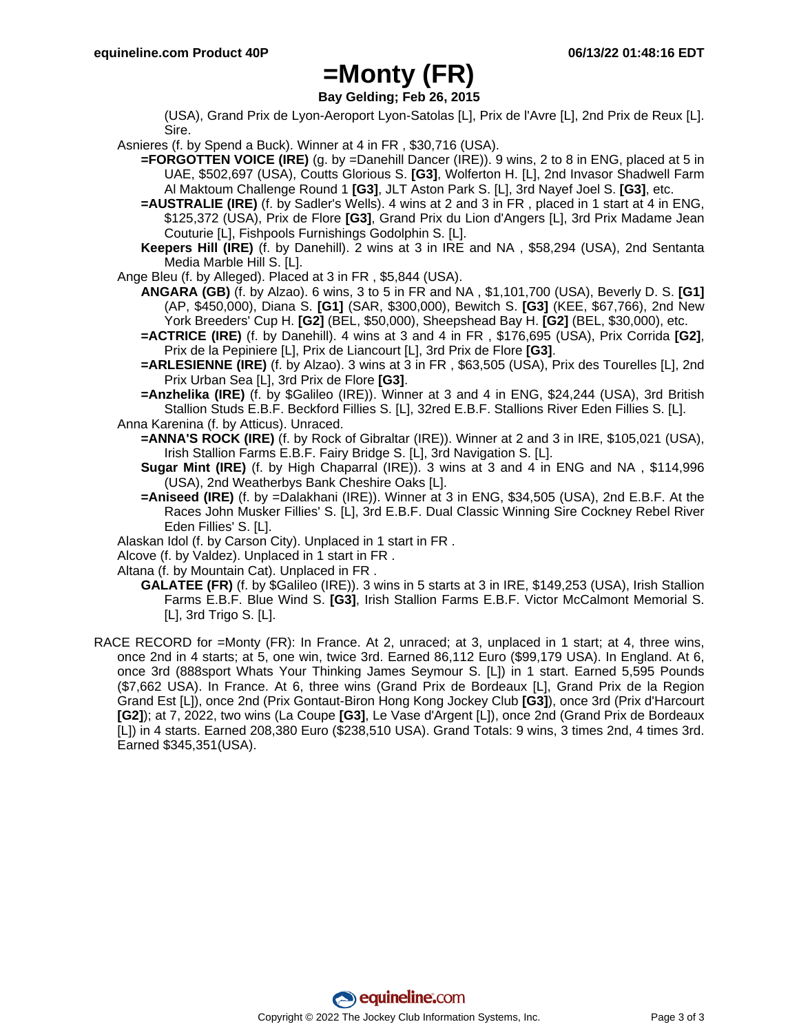# =Monty (FR)

**Bay Gelding; Feb 26, 2015**

(USA), Grand Prix de Lyon-Aeroport Lyon-Satolas [L], Prix de l'Avre [L], 2nd Prix de Reux [L]. Sire.

Asnieres (f. by Spend a Buck). Winner at 4 in FR , $30,716 (USA).

**=FORGOTTEN VOICE (IRE)** (g. by =Danehill Dancer (IRE)). 9 wins, 2 to 8 in ENG, placed at 5 in UAE, $502,697 (USA), Coutts Glorious S. **[G3]**, Wolferton H. [L], 2nd Invasor Shadwell Farm Al Maktoum Challenge Round 1 **[G3]**, JLT Aston Park S. [L], 3rd Nayef Joel S. **[G3]**, etc.

**=AUSTRALIE (IRE)** (f. by Sadler's Wells). 4 wins at 2 and 3 in FR , placed in 1 start at 4 in ENG, $125,372 (USA), Prix de Flore **[G3]**, Grand Prix du Lion d'Angers [L], 3rd Prix Madame Jean Couturie [L], Fishpools Furnishings Godolphin S. [L].

**Keepers Hill (IRE)** (f. by Danehill). 2 wins at 3 in IRE and NA , $58,294 (USA), 2nd Sentanta Media Marble Hill S. [L].

Ange Bleu (f. by Alleged). Placed at 3 in FR , $5,844 (USA).

**ANGARA (GB)** (f. by Alzao). 6 wins, 3 to 5 in FR and NA , $1,101,700 (USA), Beverly D. S. **[G1]** (AP, $450,000), Diana S. **[G1]** (SAR, $300,000), Bewitch S. **[G3]** (KEE, $67,766), 2nd New York Breeders' Cup H. **[G2]** (BEL, $50,000), Sheepshead Bay H. **[G2]** (BEL, $30,000), etc.

**=ACTRICE (IRE)** (f. by Danehill). 4 wins at 3 and 4 in FR , $176,695 (USA), Prix Corrida **[G2]**, Prix de la Pepiniere [L], Prix de Liancourt [L], 3rd Prix de Flore **[G3]**.

**=ARLESIENNE (IRE)** (f. by Alzao). 3 wins at 3 in FR , $63,505 (USA), Prix des Tourelles [L], 2nd Prix Urban Sea [L], 3rd Prix de Flore **[G3]**.

**=Anzhelika (IRE)** (f. by $Galileo (IRE)). Winner at 3 and 4 in ENG, $24,244 (USA), 3rd British Stallion Studs E.B.F. Beckford Fillies S. [L], 32red E.B.F. Stallions River Eden Fillies S. [L].

Anna Karenina (f. by Atticus). Unraced.

**=ANNA'S ROCK (IRE)** (f. by Rock of Gibraltar (IRE)). Winner at 2 and 3 in IRE, $105,021 (USA), Irish Stallion Farms E.B.F. Fairy Bridge S. [L], 3rd Navigation S. [L].

**Sugar Mint (IRE)** (f. by High Chaparral (IRE)). 3 wins at 3 and 4 in ENG and NA , $114,996 (USA), 2nd Weatherbys Bank Cheshire Oaks [L].

**=Aniseed (IRE)** (f. by =Dalakhani (IRE)). Winner at 3 in ENG, $34,505 (USA), 2nd E.B.F. At the Races John Musker Fillies' S. [L], 3rd E.B.F. Dual Classic Winning Sire Cockney Rebel River Eden Fillies' S. [L].

Alaskan Idol (f. by Carson City). Unplaced in 1 start in FR .

Alcove (f. by Valdez). Unplaced in 1 start in FR .

Altana (f. by Mountain Cat). Unplaced in FR .

**GALATEE (FR)** (f. by $Galileo (IRE)). 3 wins in 5 starts at 3 in IRE, $149,253 (USA), Irish Stallion Farms E.B.F. Blue Wind S. **[G3]**, Irish Stallion Farms E.B.F. Victor McCalmont Memorial S. [L], 3rd Trigo S. [L].

RACE RECORD for =Monty (FR): In France. At 2, unraced; at 3, unplaced in 1 start; at 4, three wins, once 2nd in 4 starts; at 5, one win, twice 3rd. Earned 86,112 Euro ($99,179 USA). In England. At 6, once 3rd (888sport Whats Your Thinking James Seymour S. [L]) in 1 start. Earned 5,595 Pounds ($7,662 USA). In France. At 6, three wins (Grand Prix de Bordeaux [L], Grand Prix de la Region Grand Est [L]), once 2nd (Prix Gontaut-Biron Hong Kong Jockey Club **[G3]**), once 3rd (Prix d'Harcourt **[G2]**); at 7, 2022, two wins (La Coupe **[G3]**, Le Vase d'Argent [L]), once 2nd (Grand Prix de Bordeaux [L]) in 4 starts. Earned 208,380 Euro ($238,510 USA). Grand Totals: 9 wins, 3 times 2nd, 4 times 3rd. Earned $345,351(USA).